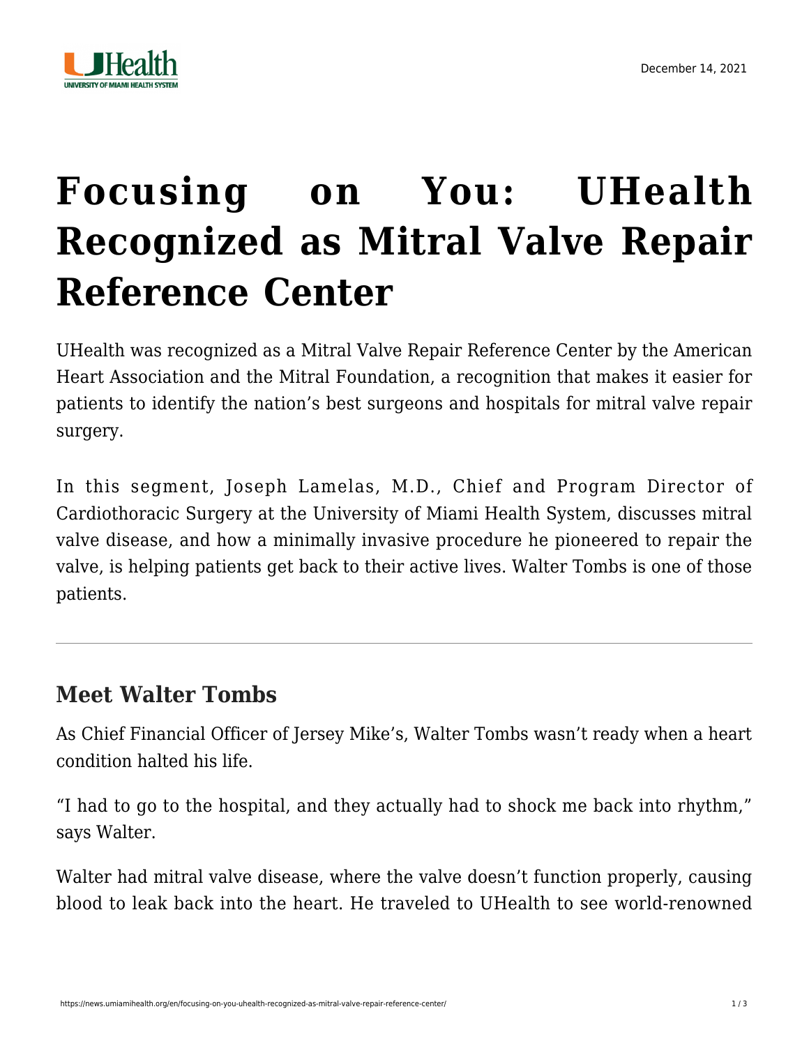# Focusing on You: UHealth Recognized as Mitral Valve Repair Reference Center

UHealth was recognized as a Mitral Valve Repair Reference Center by the American Heart Association and the Mitral Foundation, a recognition that makes it easier for patients to identify the nation's best surgeons and hospitals for mitral valve repair surgery.

In this segment, Joseph Lamelas, M.D., Chief and Program Director of Cardiothoracic Surgery at the University of Miami Health System, discusses mitral valve disease, and how a minimally invasive procedure he pioneered to repair the valve, is helping patients get back to their active lives. Walter Tombs is one of those patients.

---

## Meet Walter Tombs

As Chief Financial Officer of Jersey Mike's, Walter Tombs wasn't ready when a heart condition halted his life.

"I had to go to the hospital, and they actually had to shock me back into rhythm," says Walter.

Walter had mitral valve disease, where the valve doesn't function properly, causing blood to leak back into the heart. He traveled to UHealth to see world-renowned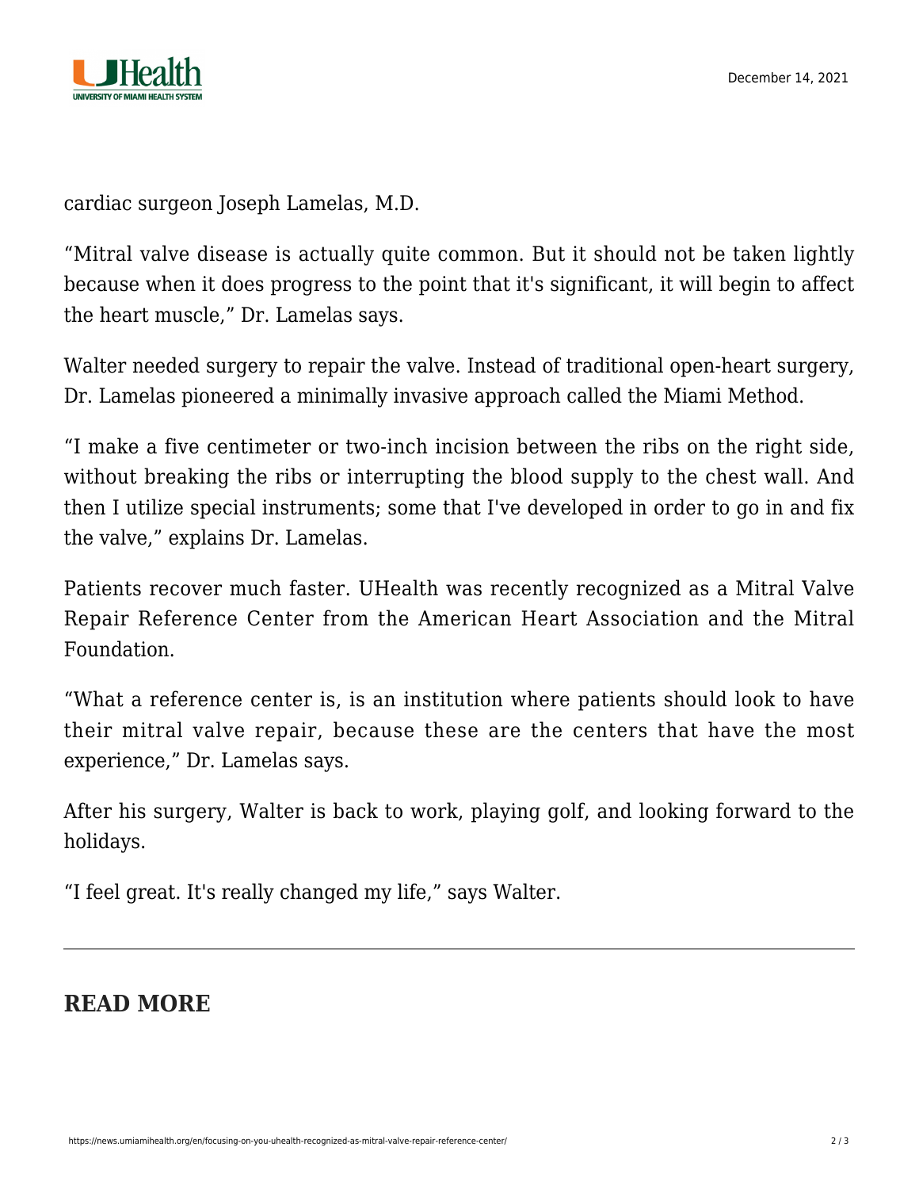cardiac surgeon Joseph Lamelas, M.D.

“Mitral valve disease is actually quite common. But it should not be taken lightly because when it does progress to the point that it's significant, it will begin to affect the heart muscle,” Dr. Lamelas says.

Walter needed surgery to repair the valve. Instead of traditional open-heart surgery, Dr. Lamelas pioneered a minimally invasive approach called the Miami Method.

“I make a five centimeter or two-inch incision between the ribs on the right side, without breaking the ribs or interrupting the blood supply to the chest wall. And then I utilize special instruments; some that I've developed in order to go in and fix the valve,” explains Dr. Lamelas.

Patients recover much faster. UHealth was recently recognized as a Mitral Valve Repair Reference Center from the American Heart Association and the Mitral Foundation.

“What a reference center is, is an institution where patients should look to have their mitral valve repair, because these are the centers that have the most experience,” Dr. Lamelas says.

After his surgery, Walter is back to work, playing golf, and looking forward to the holidays.

“I feel great. It's really changed my life,” says Walter.

---

## READ MORE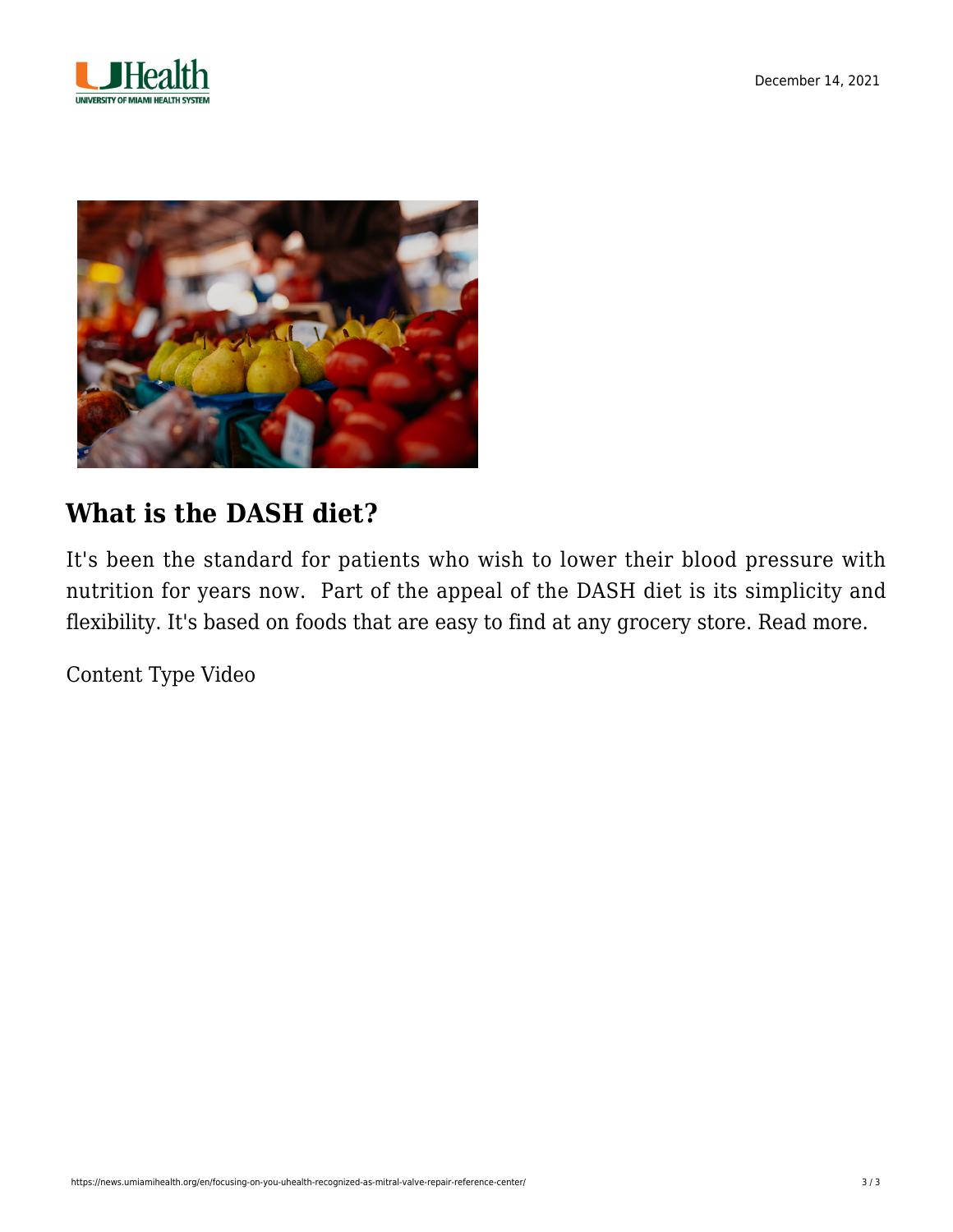## What is the DASH diet?

It's been the standard for patients who wish to lower their blood pressure with nutrition for years now. Part of the appeal of the DASH diet is its simplicity and flexibility. It's based on foods that are easy to find at any grocery store. Read more.

Content Type Video